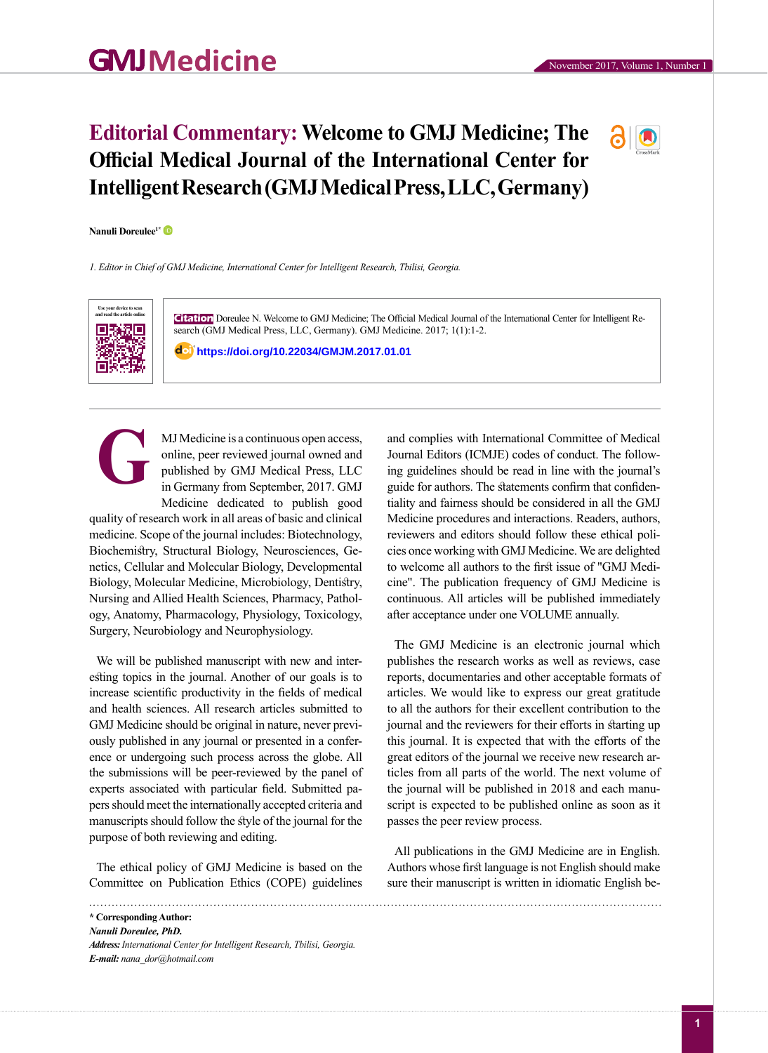# Editorial Commentary: Welcome to GMJ Medicine; The Official Medical Journal of the International Center for Intelligent Research (GMJ Medical Press, LLC, Germany)

**Nanuli Doreulee**[1*]

*1. Editor in Chief of GMJ Medicine, International Center for Intelligent Research, Tbilisi, Georgia.*

Use your device to scan and read the article online

**Citation** Doreulee N. Welcome to GMJ Medicine; The Official Medical Journal of the International Center for Intelligent Research (GMJ Medical Press, LLC, Germany). GMJ Medicine. 2017; 1(1):1-2.

https://doi.org/10.22034/GMJM.2017.01.01

---

GMJ Medicine is a continuous open access, online, peer reviewed journal owned and published by GMJ Medical Press, LLC in Germany from September, 2017. GMJ Medicine dedicated to publish good quality of research work in all areas of basic and clinical medicine. Scope of the journal includes: Biotechnology, Biochemistry, Structural Biology, Neurosciences, Genetics, Cellular and Molecular Biology, Developmental Biology, Molecular Medicine, Microbiology, Dentistry, Nursing and Allied Health Sciences, Pharmacy, Pathology, Anatomy, Pharmacology, Physiology, Toxicology, Surgery, Neurobiology and Neurophysiology.

We will be published manuscript with new and interesting topics in the journal. Another of our goals is to increase scientific productivity in the fields of medical and health sciences. All research articles submitted to GMJ Medicine should be original in nature, never previously published in any journal or presented in a conference or undergoing such process across the globe. All the submissions will be peer-reviewed by the panel of experts associated with particular field. Submitted papers should meet the internationally accepted criteria and manuscripts should follow the style of the journal for the purpose of both reviewing and editing.

The ethical policy of GMJ Medicine is based on the Committee on Publication Ethics (COPE) guidelines and complies with International Committee of Medical Journal Editors (ICMJE) codes of conduct. The following guidelines should be read in line with the journal's guide for authors. The statements confirm that confidentiality and fairness should be considered in all the GMJ Medicine procedures and interactions. Readers, authors, reviewers and editors should follow these ethical policies once working with GMJ Medicine. We are delighted to welcome all authors to the first issue of "GMJ Medicine". The publication frequency of GMJ Medicine is continuous. All articles will be published immediately after acceptance under one VOLUME annually.

The GMJ Medicine is an electronic journal which publishes the research works as well as reviews, case reports, documentaries and other acceptable formats of articles. We would like to express our great gratitude to all the authors for their excellent contribution to the journal and the reviewers for their efforts in starting up this journal. It is expected that with the efforts of the great editors of the journal we receive new research articles from all parts of the world. The next volume of the journal will be published in 2018 and each manuscript is expected to be published online as soon as it passes the peer review process.

All publications in the GMJ Medicine are in English. Authors whose first language is not English should make sure their manuscript is written in idiomatic English be-

---

**\* Corresponding Author:**
***Nanuli Doreulee, PhD.***
***Address:*** *International Center for Intelligent Research, Tbilisi, Georgia.*
***E-mail:*** *nana_dor@hotmail.com*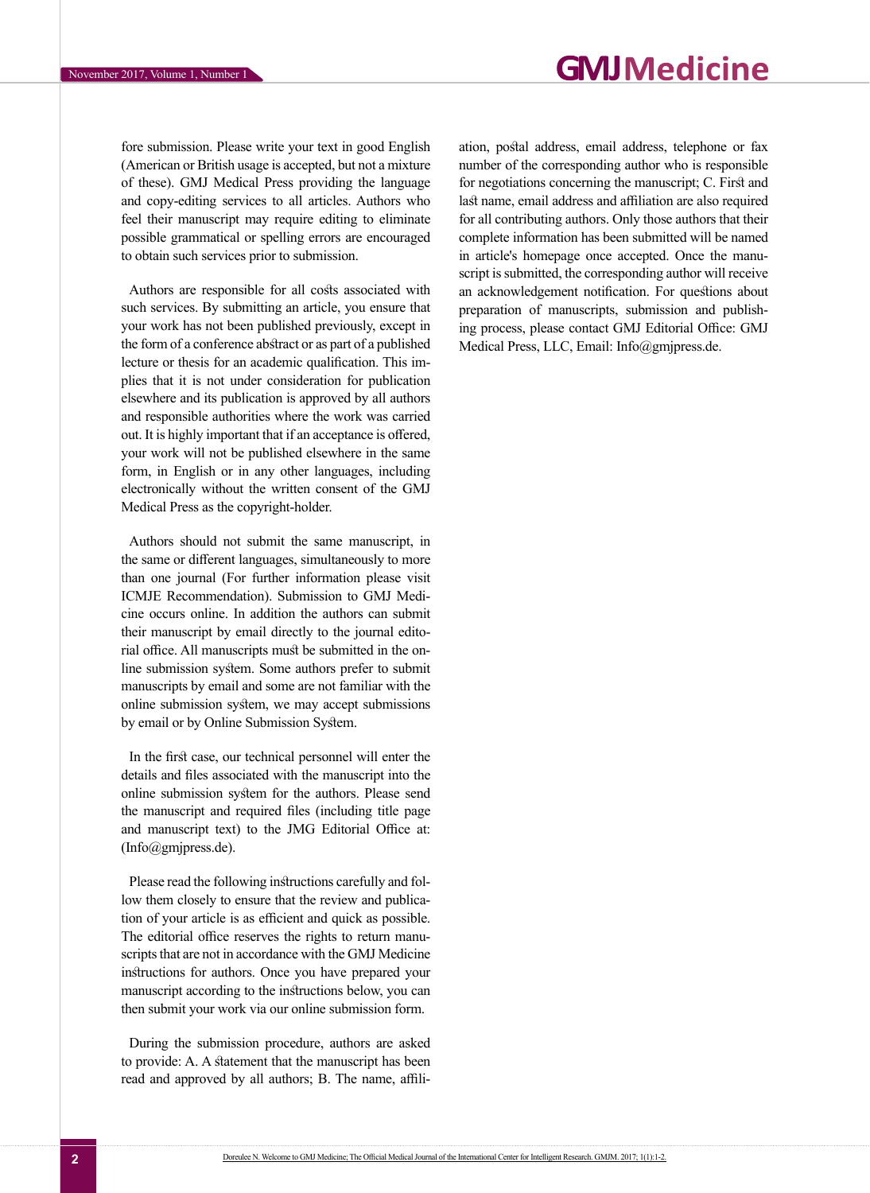fore submission. Please write your text in good English (American or British usage is accepted, but not a mixture of these). GMJ Medical Press providing the language and copy-editing services to all articles. Authors who feel their manuscript may require editing to eliminate possible grammatical or spelling errors are encouraged to obtain such services prior to submission.

Authors are responsible for all costs associated with such services. By submitting an article, you ensure that your work has not been published previously, except in the form of a conference abstract or as part of a published lecture or thesis for an academic qualification. This implies that it is not under consideration for publication elsewhere and its publication is approved by all authors and responsible authorities where the work was carried out. It is highly important that if an acceptance is offered, your work will not be published elsewhere in the same form, in English or in any other languages, including electronically without the written consent of the GMJ Medical Press as the copyright-holder.

Authors should not submit the same manuscript, in the same or different languages, simultaneously to more than one journal (For further information please visit ICMJE Recommendation). Submission to GMJ Medicine occurs online. In addition the authors can submit their manuscript by email directly to the journal editorial office. All manuscripts must be submitted in the online submission system. Some authors prefer to submit manuscripts by email and some are not familiar with the online submission system, we may accept submissions by email or by Online Submission System.

In the first case, our technical personnel will enter the details and files associated with the manuscript into the online submission system for the authors. Please send the manuscript and required files (including title page and manuscript text) to the JMG Editorial Office at: (Info@gmjpress.de).

Please read the following instructions carefully and follow them closely to ensure that the review and publication of your article is as efficient and quick as possible. The editorial office reserves the rights to return manuscripts that are not in accordance with the GMJ Medicine instructions for authors. Once you have prepared your manuscript according to the instructions below, you can then submit your work via our online submission form.

During the submission procedure, authors are asked to provide: A. A statement that the manuscript has been read and approved by all authors; B. The name, affiliation, postal address, email address, telephone or fax number of the corresponding author who is responsible for negotiations concerning the manuscript; C. First and last name, email address and affiliation are also required for all contributing authors. Only those authors that their complete information has been submitted will be named in article's homepage once accepted. Once the manuscript is submitted, the corresponding author will receive an acknowledgement notification. For questions about preparation of manuscripts, submission and publishing process, please contact GMJ Editorial Office: GMJ Medical Press, LLC, Email: Info@gmjpress.de.